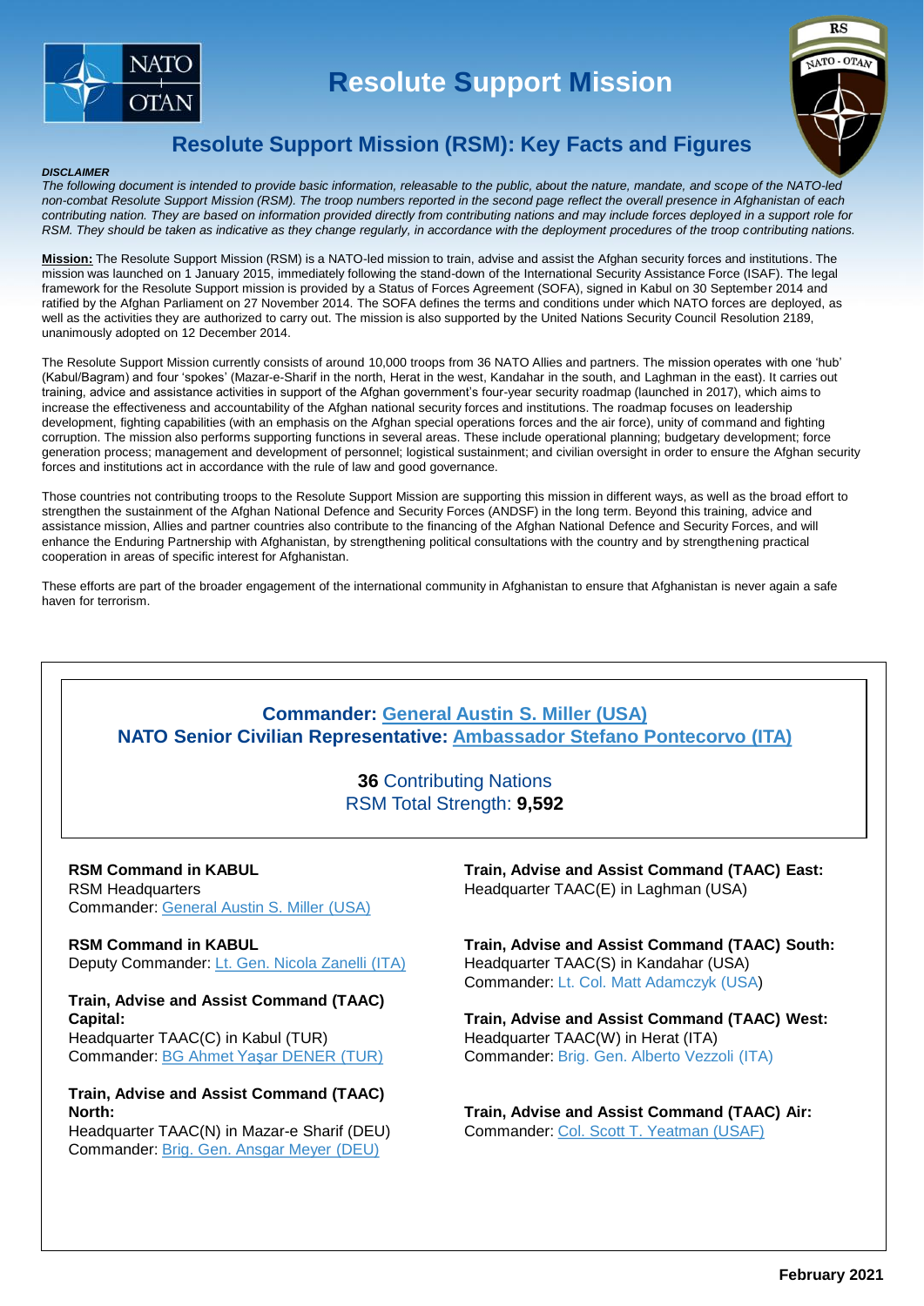# Resolute Support Mission

## Resolute Support Mission (RSM): Key Facts and Figures

***DISCLAIMER***
*The following document is intended to provide basic information, releasable to the public, about the nature, mandate, and scope of the NATO-led non-combat Resolute Support Mission (RSM). The troop numbers reported in the second page reflect the overall presence in Afghanistan of each contributing nation. They are based on information provided directly from contributing nations and may include forces deployed in a support role for RSM. They should be taken as indicative as they change regularly, in accordance with the deployment procedures of the troop contributing nations.*

**Mission:** The Resolute Support Mission (RSM) is a NATO-led mission to train, advise and assist the Afghan security forces and institutions. The mission was launched on 1 January 2015, immediately following the stand-down of the International Security Assistance Force (ISAF). The legal framework for the Resolute Support mission is provided by a Status of Forces Agreement (SOFA), signed in Kabul on 30 September 2014 and ratified by the Afghan Parliament on 27 November 2014. The SOFA defines the terms and conditions under which NATO forces are deployed, as well as the activities they are authorized to carry out. The mission is also supported by the United Nations Security Council Resolution 2189, unanimously adopted on 12 December 2014.

The Resolute Support Mission currently consists of around 10,000 troops from 36 NATO Allies and partners. The mission operates with one 'hub' (Kabul/Bagram) and four 'spokes' (Mazar-e-Sharif in the north, Herat in the west, Kandahar in the south, and Laghman in the east). It carries out training, advice and assistance activities in support of the Afghan government's four-year security roadmap (launched in 2017), which aims to increase the effectiveness and accountability of the Afghan national security forces and institutions. The roadmap focuses on leadership development, fighting capabilities (with an emphasis on the Afghan special operations forces and the air force), unity of command and fighting corruption. The mission also performs supporting functions in several areas. These include operational planning; budgetary development; force generation process; management and development of personnel; logistical sustainment; and civilian oversight in order to ensure the Afghan security forces and institutions act in accordance with the rule of law and good governance.

Those countries not contributing troops to the Resolute Support Mission are supporting this mission in different ways, as well as the broad effort to strengthen the sustainment of the Afghan National Defence and Security Forces (ANDSF) in the long term. Beyond this training, advice and assistance mission, Allies and partner countries also contribute to the financing of the Afghan National Defence and Security Forces, and will enhance the Enduring Partnership with Afghanistan, by strengthening political consultations with the country and by strengthening practical cooperation in areas of specific interest for Afghanistan.

These efforts are part of the broader engagement of the international community in Afghanistan to ensure that Afghanistan is never again a safe haven for terrorism.

**Commander:** General Austin S. Miller (USA)
**NATO Senior Civilian Representative:** Ambassador Stefano Pontecorvo (ITA)

**36** Contributing Nations
RSM Total Strength: **9,592**

**RSM Command in KABUL**
RSM Headquarters
Commander: General Austin S. Miller (USA)

**RSM Command in KABUL**
Deputy Commander: Lt. Gen. Nicola Zanelli (ITA)

**Train, Advise and Assist Command (TAAC) Capital:**
Headquarter TAAC(C) in Kabul (TUR)
Commander: BG Ahmet Yaşar DENER (TUR)

**Train, Advise and Assist Command (TAAC) North:**
Headquarter TAAC(N) in Mazar-e Sharif (DEU)
Commander: Brig. Gen. Ansgar Meyer (DEU)

**Train, Advise and Assist Command (TAAC) East:**
Headquarter TAAC(E) in Laghman (USA)

**Train, Advise and Assist Command (TAAC) South:**
Headquarter TAAC(S) in Kandahar (USA)
Commander: Lt. Col. Matt Adamczyk (USA)

**Train, Advise and Assist Command (TAAC) West:**
Headquarter TAAC(W) in Herat (ITA)
Commander: Brig. Gen. Alberto Vezzoli (ITA)

**Train, Advise and Assist Command (TAAC) Air:**
Commander: Col. Scott T. Yeatman (USAF)

**February 2021**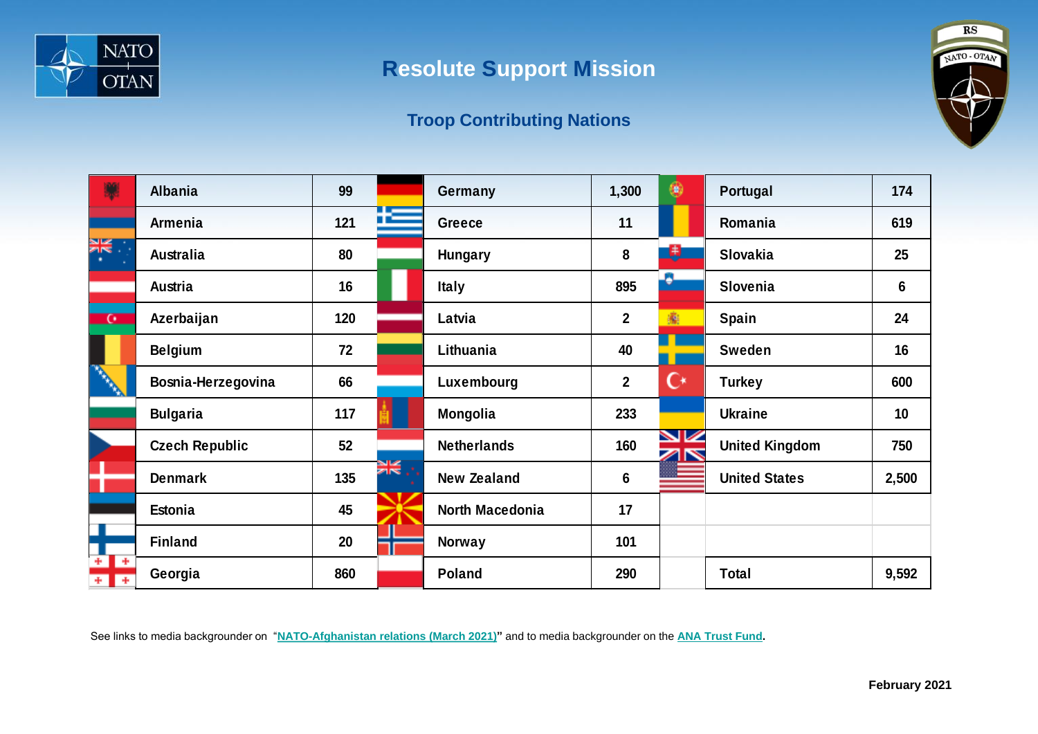# Resolute Support Mission

## Troop Contributing Nations

| | | | | | |
|---|---|---|---|---|---|
| Albania | 99 | Germany | 1,300 | Portugal | 174 |
| Armenia | 121 | Greece | 11 | Romania | 619 |
| Australia | 80 | Hungary | 8 | Slovakia | 25 |
| Austria | 16 | Italy | 895 | Slovenia | 6 |
| Azerbaijan | 120 | Latvia | 2 | Spain | 24 |
| Belgium | 72 | Lithuania | 40 | Sweden | 16 |
| Bosnia-Herzegovina | 66 | Luxembourg | 2 | Turkey | 600 |
| Bulgaria | 117 | Mongolia | 233 | Ukraine | 10 |
| Czech Republic | 52 | Netherlands | 160 | United Kingdom | 750 |
| Denmark | 135 | New Zealand | 6 | United States | 2,500 |
| Estonia | 45 | North Macedonia | 17 | | |
| Finland | 20 | Norway | 101 | | |
| Georgia | 860 | Poland | 290 | **Total** | **9,592** |

See links to media backgrounder on "**NATO-Afghanistan relations (March 2021)**" and to media backgrounder on the **ANA Trust Fund**.

**February 2021**